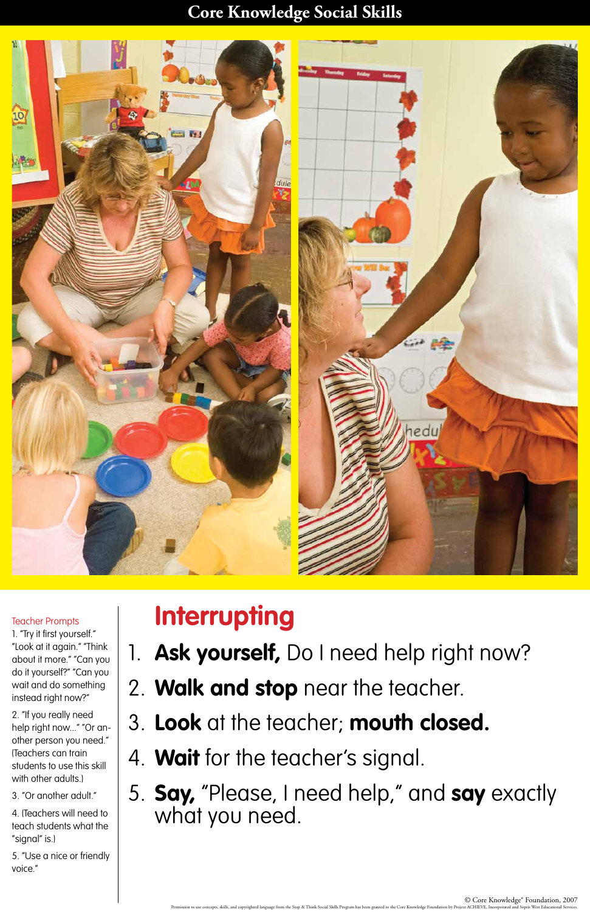# Core Knowledge Social Skills

## Interrupting

1. **Ask yourself,** Do I need help right now?
2. **Walk and stop** near the teacher.
3. **Look** at the teacher; **mouth closed.**
4. **Wait** for the teacher's signal.
5. **Say,** "Please, I need help," and **say** exactly what you need.

### Teacher Prompts

1. "Try it first yourself." "Look at it again." "Think about it more." "Can you do it yourself?" "Can you wait and do something instead right now?"
2. "If you really need help right now..." "Or another person you need." (Teachers can train students to use this skill with other adults.)
3. "Or another adult."
4. (Teachers will need to teach students what the "signal" is.)
5. "Use a nice or friendly voice."

© Core Knowledge® Foundation, 2007

Permission to use concepts, skills, and copyrighted language from the Stop & Think Social Skills Program has been granted to the Core Knowledge Foundation by Project ACHIEVE, Incorporated and Sopris West Educational Services.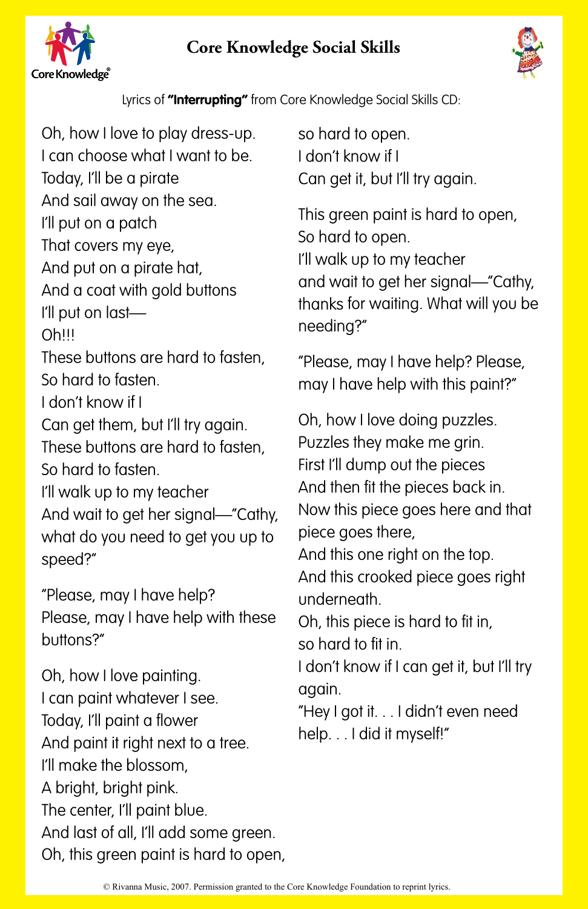# Core Knowledge Social Skills

Lyrics of **"Interrupting"** from Core Knowledge Social Skills CD:

Oh, how I love to play dress-up.
I can choose what I want to be.
Today, I'll be a pirate
And sail away on the sea.
I'll put on a patch
That covers my eye,
And put on a pirate hat,
And a coat with gold buttons
I'll put on last—
Oh!!!
These buttons are hard to fasten,
So hard to fasten.
I don't know if I
Can get them, but I'll try again.
These buttons are hard to fasten,
So hard to fasten.
I'll walk up to my teacher
And wait to get her signal—"Cathy, what do you need to get you up to speed?"

"Please, may I have help?
Please, may I have help with these buttons?"

Oh, how I love painting.
I can paint whatever I see.
Today, I'll paint a flower
And paint it right next to a tree.
I'll make the blossom,
A bright, bright pink.
The center, I'll paint blue.
And last of all, I'll add some green.
Oh, this green paint is hard to open,
so hard to open.
I don't know if I
Can get it, but I'll try again.

This green paint is hard to open,
So hard to open.
I'll walk up to my teacher
and wait to get her signal—"Cathy, thanks for waiting. What will you be needing?"

"Please, may I have help? Please, may I have help with this paint?"

Oh, how I love doing puzzles.
Puzzles they make me grin.
First I'll dump out the pieces
And then fit the pieces back in.
Now this piece goes here and that piece goes there,
And this one right on the top.
And this crooked piece goes right underneath.
Oh, this piece is hard to fit in,
so hard to fit in.
I don't know if I can get it, but I'll try again.
"Hey I got it. . . I didn't even need help. . . I did it myself!"

© Rivanna Music, 2007. Permission granted to the Core Knowledge Foundation to reprint lyrics.